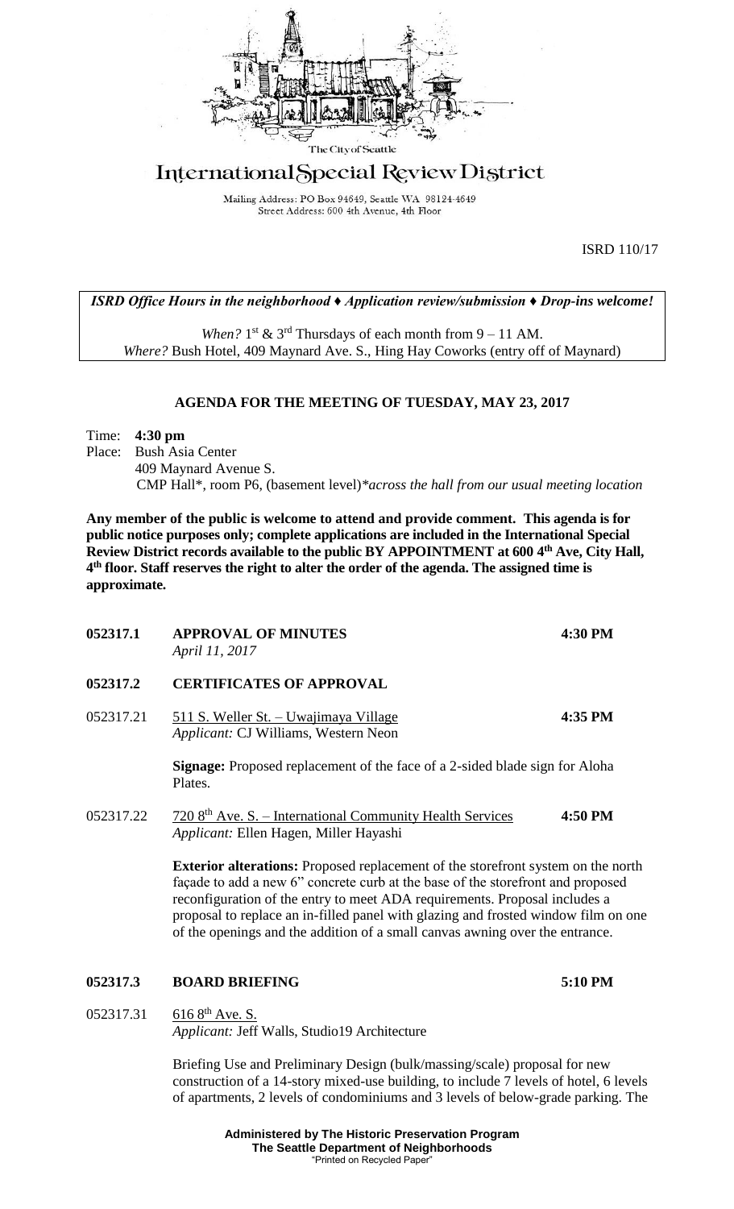The City of Seattle

# International Special Review District

Mailing Address: PO Box 94649, Seattle WA 98124-4649
Street Address: 600 4th Avenue, 4th Floor

ISRD 110/17

*ISRD Office Hours in the neighborhood ♦ Application review/submission ♦ Drop-ins welcome!*

*When?* 1st & 3rd Thursdays of each month from 9 – 11 AM.
*Where?* Bush Hotel, 409 Maynard Ave. S., Hing Hay Coworks (entry off of Maynard)

## AGENDA FOR THE MEETING OF TUESDAY, MAY 23, 2017

Time: **4:30 pm**
Place: Bush Asia Center
409 Maynard Avenue S.
CMP Hall*, room P6, (basement level)*\*across the hall from our usual meeting location*

**Any member of the public is welcome to attend and provide comment. This agenda is for public notice purposes only; complete applications are included in the International Special Review District records available to the public BY APPOINTMENT at 600 4th Ave, City Hall, 4th floor. Staff reserves the right to alter the order of the agenda. The assigned time is approximate.**

**052317.1 APPROVAL OF MINUTES** **4:30 PM**
*April 11, 2017*

**052317.2 CERTIFICATES OF APPROVAL**

052317.21 511 S. Weller St. – Uwajimaya Village **4:35 PM**
*Applicant:* CJ Williams, Western Neon

**Signage:** Proposed replacement of the face of a 2-sided blade sign for Aloha Plates.

052317.22 720 8th Ave. S. – International Community Health Services **4:50 PM**
*Applicant:* Ellen Hagen, Miller Hayashi

**Exterior alterations:** Proposed replacement of the storefront system on the north façade to add a new 6" concrete curb at the base of the storefront and proposed reconfiguration of the entry to meet ADA requirements. Proposal includes a proposal to replace an in-filled panel with glazing and frosted window film on one of the openings and the addition of a small canvas awning over the entrance.

**052317.3 BOARD BRIEFING** **5:10 PM**

052317.31 616 8th Ave. S.
*Applicant:* Jeff Walls, Studio19 Architecture

Briefing Use and Preliminary Design (bulk/massing/scale) proposal for new construction of a 14-story mixed-use building, to include 7 levels of hotel, 6 levels of apartments, 2 levels of condominiums and 3 levels of below-grade parking. The

**Administered by The Historic Preservation Program**
**The Seattle Department of Neighborhoods**
"Printed on Recycled Paper"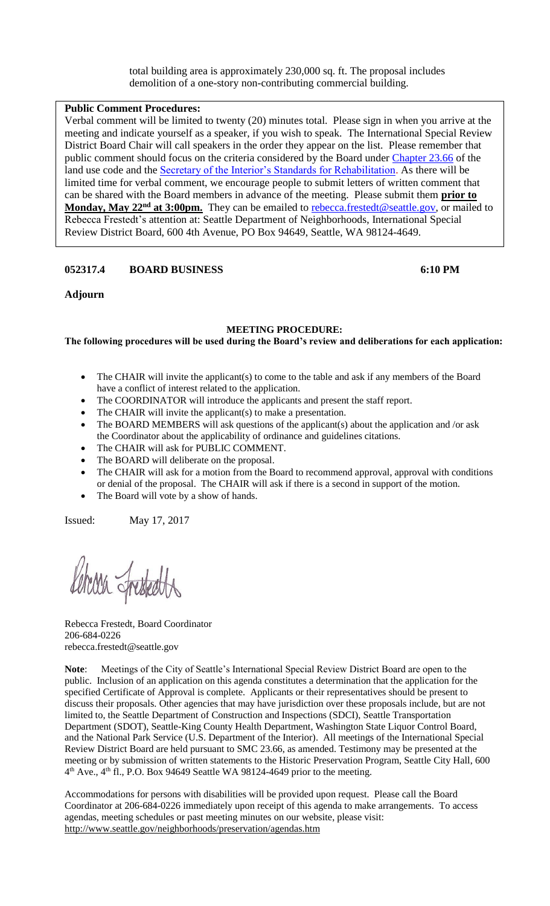total building area is approximately 230,000 sq. ft. The proposal includes demolition of a one-story non-contributing commercial building.

**Public Comment Procedures:**

Verbal comment will be limited to twenty (20) minutes total. Please sign in when you arrive at the meeting and indicate yourself as a speaker, if you wish to speak. The International Special Review District Board Chair will call speakers in the order they appear on the list. Please remember that public comment should focus on the criteria considered by the Board under Chapter 23.66 of the land use code and the Secretary of the Interior's Standards for Rehabilitation. As there will be limited time for verbal comment, we encourage people to submit letters of written comment that can be shared with the Board members in advance of the meeting. Please submit them **prior to Monday, May 22nd at 3:00pm.** They can be emailed to rebecca.frestedt@seattle.gov, or mailed to Rebecca Frestedt's attention at: Seattle Department of Neighborhoods, International Special Review District Board, 600 4th Avenue, PO Box 94649, Seattle, WA 98124-4649.

**052317.4 BOARD BUSINESS 6:10 PM**

**Adjourn**

**MEETING PROCEDURE:**

**The following procedures will be used during the Board's review and deliberations for each application:**

- The CHAIR will invite the applicant(s) to come to the table and ask if any members of the Board have a conflict of interest related to the application.
- The COORDINATOR will introduce the applicants and present the staff report.
- The CHAIR will invite the applicant(s) to make a presentation.
- The BOARD MEMBERS will ask questions of the applicant(s) about the application and /or ask the Coordinator about the applicability of ordinance and guidelines citations.
- The CHAIR will ask for PUBLIC COMMENT.
- The BOARD will deliberate on the proposal.
- The CHAIR will ask for a motion from the Board to recommend approval, approval with conditions or denial of the proposal. The CHAIR will ask if there is a second in support of the motion.
- The Board will vote by a show of hands.

Issued: May 17, 2017

Rebecca Frestedt, Board Coordinator
206-684-0226
rebecca.frestedt@seattle.gov

**Note**: Meetings of the City of Seattle's International Special Review District Board are open to the public. Inclusion of an application on this agenda constitutes a determination that the application for the specified Certificate of Approval is complete. Applicants or their representatives should be present to discuss their proposals. Other agencies that may have jurisdiction over these proposals include, but are not limited to, the Seattle Department of Construction and Inspections (SDCI), Seattle Transportation Department (SDOT), Seattle-King County Health Department, Washington State Liquor Control Board, and the National Park Service (U.S. Department of the Interior). All meetings of the International Special Review District Board are held pursuant to SMC 23.66, as amended. Testimony may be presented at the meeting or by submission of written statements to the Historic Preservation Program, Seattle City Hall, 600 4th Ave., 4th fl., P.O. Box 94649 Seattle WA 98124-4649 prior to the meeting.

Accommodations for persons with disabilities will be provided upon request. Please call the Board Coordinator at 206-684-0226 immediately upon receipt of this agenda to make arrangements. To access agendas, meeting schedules or past meeting minutes on our website, please visit: http://www.seattle.gov/neighborhoods/preservation/agendas.htm